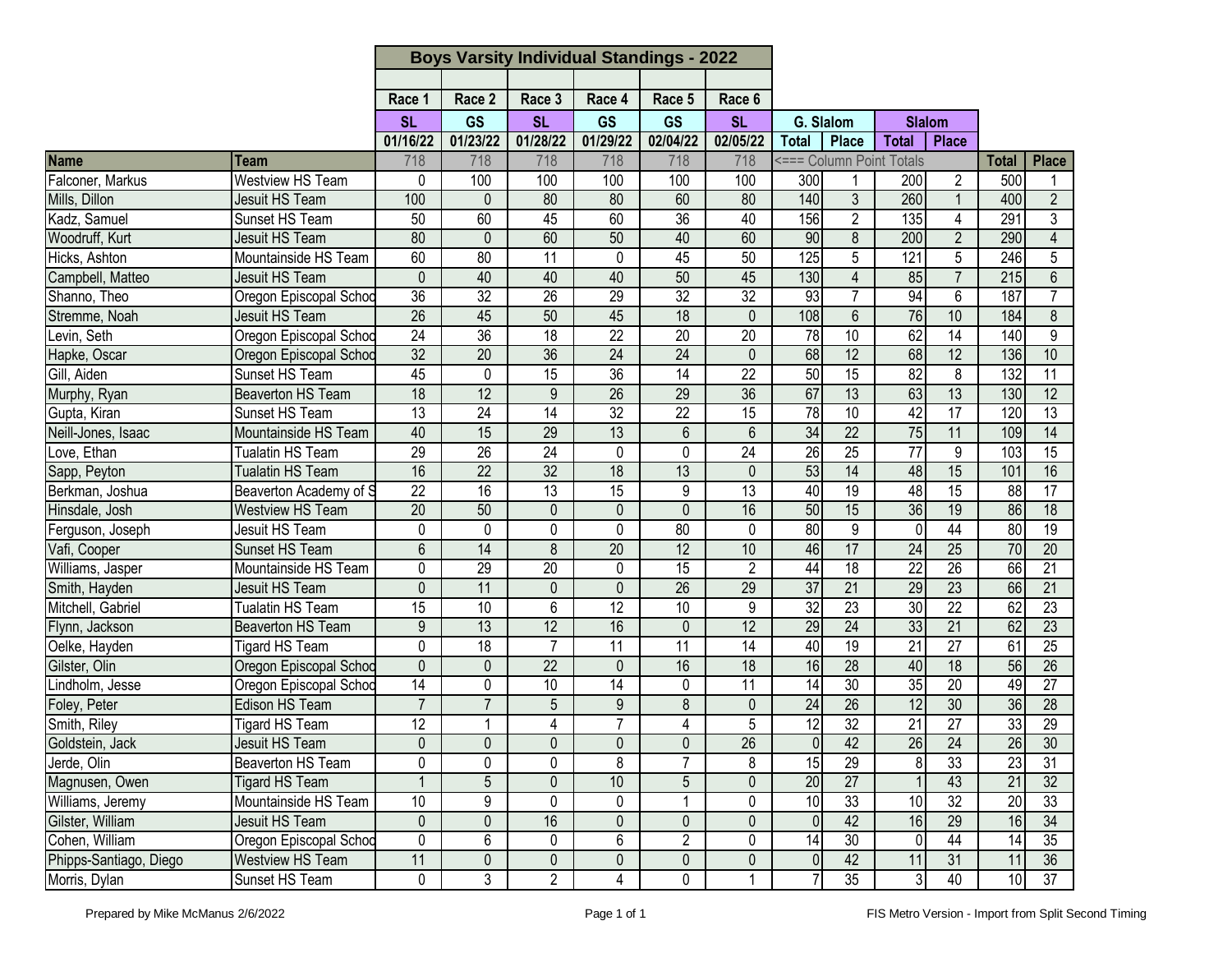# Boys Varsity Individual Standings - 2022

| Name | Team | Race 1 | Race 2 | Race 3 | Race 4 | Race 5 | Race 6 | G. Slalom | | Slalom | | | |
|---|---|---|---|---|---|---|---|---|---|---|---|---|---|
| | | SL | GS | SL | GS | GS | SL | Total | Place | Total | Place | | |
| | | 01/16/22 | 01/23/22 | 01/28/22 | 01/29/22 | 02/04/22 | 02/05/22 | | | | | Total | Place |
| | | 718 | 718 | 718 | 718 | 718 | 718 | <=== Column Point Totals | | | | | |
| Falconer, Markus | Westview HS Team | 0 | 100 | 100 | 100 | 100 | 100 | 300 | 1 | 200 | 2 | 500 | 1 |
| Mills, Dillon | Jesuit HS Team | 100 | 0 | 80 | 80 | 60 | 80 | 140 | 3 | 260 | 1 | 400 | 2 |
| Kadz, Samuel | Sunset HS Team | 50 | 60 | 45 | 60 | 36 | 40 | 156 | 2 | 135 | 4 | 291 | 3 |
| Woodruff, Kurt | Jesuit HS Team | 80 | 0 | 60 | 50 | 40 | 60 | 90 | 8 | 200 | 2 | 290 | 4 |
| Hicks, Ashton | Mountainside HS Team | 60 | 80 | 11 | 0 | 45 | 50 | 125 | 5 | 121 | 5 | 246 | 5 |
| Campbell, Matteo | Jesuit HS Team | 0 | 40 | 40 | 40 | 50 | 45 | 130 | 4 | 85 | 7 | 215 | 6 |
| Shanno, Theo | Oregon Episcopal Schoo | 36 | 32 | 26 | 29 | 32 | 32 | 93 | 7 | 94 | 6 | 187 | 7 |
| Stremme, Noah | Jesuit HS Team | 26 | 45 | 50 | 45 | 18 | 0 | 108 | 6 | 76 | 10 | 184 | 8 |
| Levin, Seth | Oregon Episcopal Schoo | 24 | 36 | 18 | 22 | 20 | 20 | 78 | 10 | 62 | 14 | 140 | 9 |
| Hapke, Oscar | Oregon Episcopal Schoo | 32 | 20 | 36 | 24 | 24 | 0 | 68 | 12 | 68 | 12 | 136 | 10 |
| Gill, Aiden | Sunset HS Team | 45 | 0 | 15 | 36 | 14 | 22 | 50 | 15 | 82 | 8 | 132 | 11 |
| Murphy, Ryan | Beaverton HS Team | 18 | 12 | 9 | 26 | 29 | 36 | 67 | 13 | 63 | 13 | 130 | 12 |
| Gupta, Kiran | Sunset HS Team | 13 | 24 | 14 | 32 | 22 | 15 | 78 | 10 | 42 | 17 | 120 | 13 |
| Neill-Jones, Isaac | Mountainside HS Team | 40 | 15 | 29 | 13 | 6 | 6 | 34 | 22 | 75 | 11 | 109 | 14 |
| Love, Ethan | Tualatin HS Team | 29 | 26 | 24 | 0 | 0 | 24 | 26 | 25 | 77 | 9 | 103 | 15 |
| Sapp, Peyton | Tualatin HS Team | 16 | 22 | 32 | 18 | 13 | 0 | 53 | 14 | 48 | 15 | 101 | 16 |
| Berkman, Joshua | Beaverton Academy of S | 22 | 16 | 13 | 15 | 9 | 13 | 40 | 19 | 48 | 15 | 88 | 17 |
| Hinsdale, Josh | Westview HS Team | 20 | 50 | 0 | 0 | 0 | 16 | 50 | 15 | 36 | 19 | 86 | 18 |
| Ferguson, Joseph | Jesuit HS Team | 0 | 0 | 0 | 0 | 80 | 0 | 80 | 9 | 0 | 44 | 80 | 19 |
| Vafi, Cooper | Sunset HS Team | 6 | 14 | 8 | 20 | 12 | 10 | 46 | 17 | 24 | 25 | 70 | 20 |
| Williams, Jasper | Mountainside HS Team | 0 | 29 | 20 | 0 | 15 | 2 | 44 | 18 | 22 | 26 | 66 | 21 |
| Smith, Hayden | Jesuit HS Team | 0 | 11 | 0 | 0 | 26 | 29 | 37 | 21 | 29 | 23 | 66 | 21 |
| Mitchell, Gabriel | Tualatin HS Team | 15 | 10 | 6 | 12 | 10 | 9 | 32 | 23 | 30 | 22 | 62 | 23 |
| Flynn, Jackson | Beaverton HS Team | 9 | 13 | 12 | 16 | 0 | 12 | 29 | 24 | 33 | 21 | 62 | 23 |
| Oelke, Hayden | Tigard HS Team | 0 | 18 | 7 | 11 | 11 | 14 | 40 | 19 | 21 | 27 | 61 | 25 |
| Gilster, Olin | Oregon Episcopal Schoo | 0 | 0 | 22 | 0 | 16 | 18 | 16 | 28 | 40 | 18 | 56 | 26 |
| Lindholm, Jesse | Oregon Episcopal Schoo | 14 | 0 | 10 | 14 | 0 | 11 | 14 | 30 | 35 | 20 | 49 | 27 |
| Foley, Peter | Edison HS Team | 7 | 7 | 5 | 9 | 8 | 0 | 24 | 26 | 12 | 30 | 36 | 28 |
| Smith, Riley | Tigard HS Team | 12 | 1 | 4 | 7 | 4 | 5 | 12 | 32 | 21 | 27 | 33 | 29 |
| Goldstein, Jack | Jesuit HS Team | 0 | 0 | 0 | 0 | 0 | 26 | 0 | 42 | 26 | 24 | 26 | 30 |
| Jerde, Olin | Beaverton HS Team | 0 | 0 | 0 | 8 | 7 | 8 | 15 | 29 | 8 | 33 | 23 | 31 |
| Magnusen, Owen | Tigard HS Team | 1 | 5 | 0 | 10 | 5 | 0 | 20 | 27 | 1 | 43 | 21 | 32 |
| Williams, Jeremy | Mountainside HS Team | 10 | 9 | 0 | 0 | 1 | 0 | 10 | 33 | 10 | 32 | 20 | 33 |
| Gilster, William | Jesuit HS Team | 0 | 0 | 16 | 0 | 0 | 0 | 0 | 42 | 16 | 29 | 16 | 34 |
| Cohen, William | Oregon Episcopal Schoo | 0 | 6 | 0 | 6 | 2 | 0 | 14 | 30 | 0 | 44 | 14 | 35 |
| Phipps-Santiago, Diego | Westview HS Team | 11 | 0 | 0 | 0 | 0 | 0 | 0 | 42 | 11 | 31 | 11 | 36 |
| Morris, Dylan | Sunset HS Team | 0 | 3 | 2 | 4 | 0 | 1 | 7 | 35 | 3 | 40 | 10 | 37 |

Prepared by Mike McManus 2/6/2022

FIS Metro Version - Import from Split Second Timing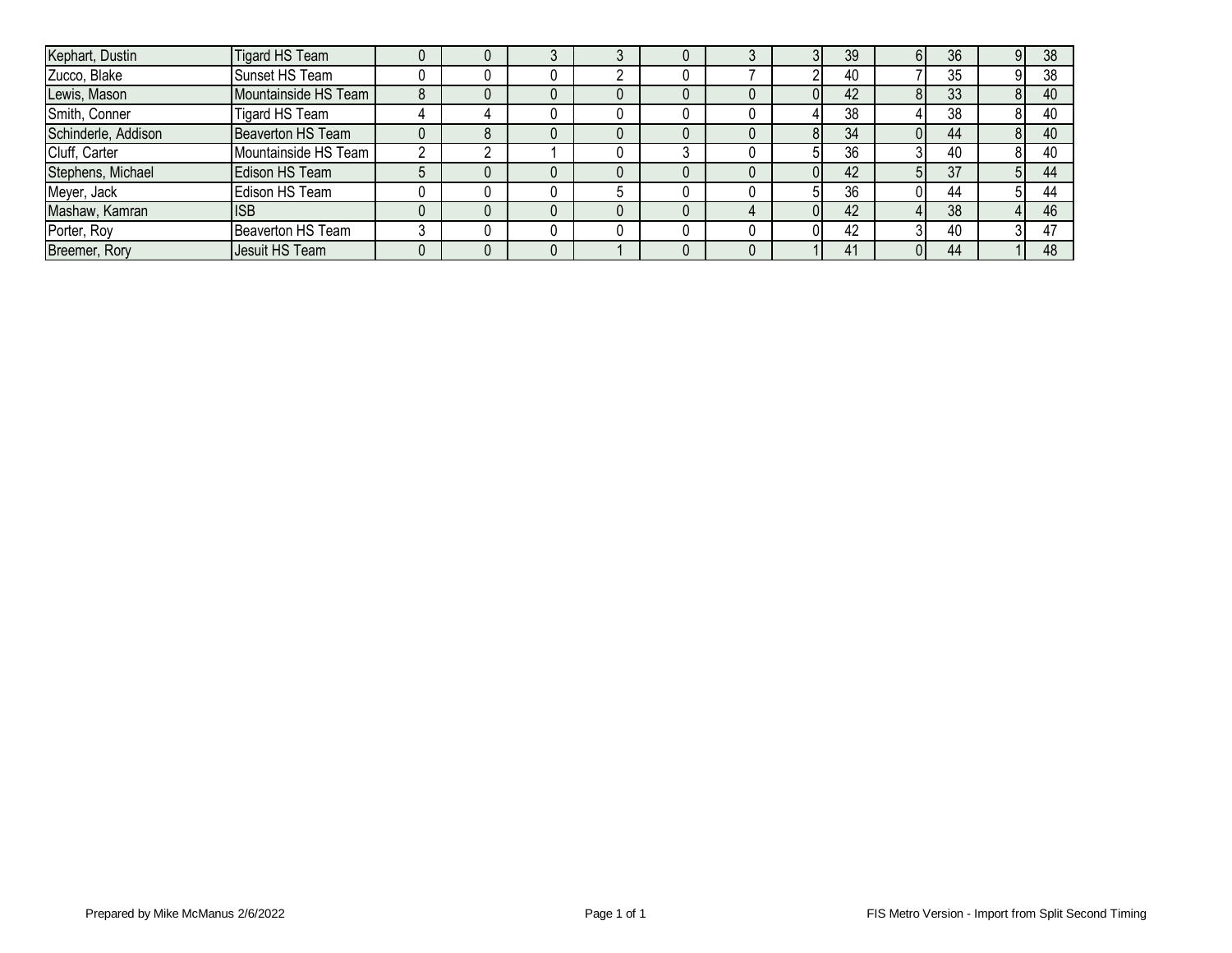| | | | | | | | | | | | | | |
|---|---|---|---|---|---|---|---|---|---|---|---|---|---|
| Kephart, Dustin | Tigard HS Team | 0 | 0 | 3 | 3 | 0 | 3 | 3 | 39 | 6 | 36 | 9 | 38 |
| Zucco, Blake | Sunset HS Team | 0 | 0 | 0 | 2 | 0 | 7 | 2 | 40 | 7 | 35 | 9 | 38 |
| Lewis, Mason | Mountainside HS Team | 8 | 0 | 0 | 0 | 0 | 0 | 0 | 42 | 8 | 33 | 8 | 40 |
| Smith, Conner | Tigard HS Team | 4 | 4 | 0 | 0 | 0 | 0 | 4 | 38 | 4 | 38 | 8 | 40 |
| Schinderle, Addison | Beaverton HS Team | 0 | 8 | 0 | 0 | 0 | 0 | 8 | 34 | 0 | 44 | 8 | 40 |
| Cluff, Carter | Mountainside HS Team | 2 | 2 | 1 | 0 | 3 | 0 | 5 | 36 | 3 | 40 | 8 | 40 |
| Stephens, Michael | Edison HS Team | 5 | 0 | 0 | 0 | 0 | 0 | 0 | 42 | 5 | 37 | 5 | 44 |
| Meyer, Jack | Edison HS Team | 0 | 0 | 0 | 5 | 0 | 0 | 5 | 36 | 0 | 44 | 5 | 44 |
| Mashaw, Kamran | ISB | 0 | 0 | 0 | 0 | 0 | 4 | 0 | 42 | 4 | 38 | 4 | 46 |
| Porter, Roy | Beaverton HS Team | 3 | 0 | 0 | 0 | 0 | 0 | 0 | 42 | 3 | 40 | 3 | 47 |
| Breemer, Rory | Jesuit HS Team | 0 | 0 | 0 | 1 | 0 | 0 | 1 | 41 | 0 | 44 | 1 | 48 |

Prepared by Mike McManus 2/6/2022

FIS Metro Version - Import from Split Second Timing